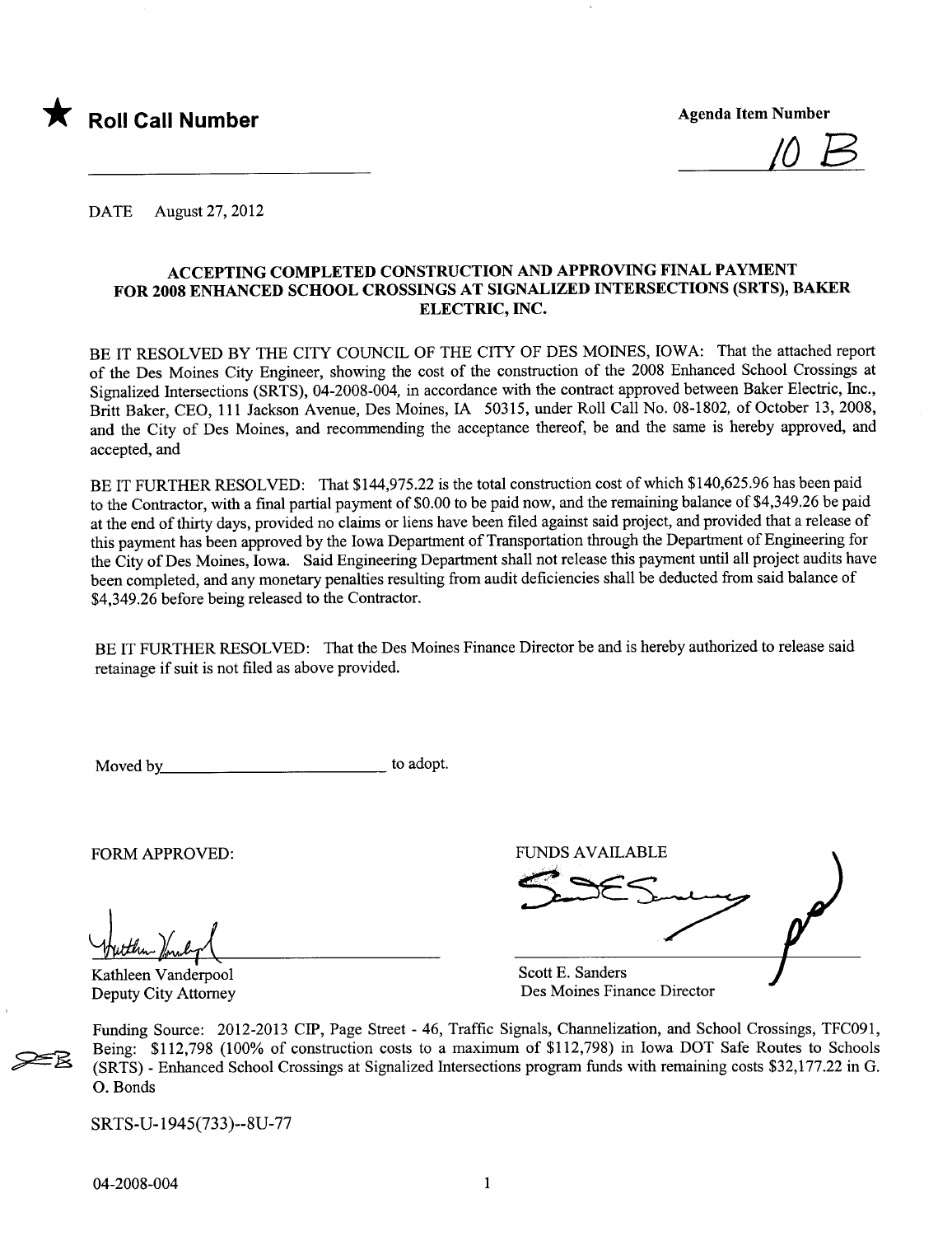★ **Roll Call Number**

**Agenda Item Number**

10 B

DATE August 27, 2012

## ACCEPTING COMPLETED CONSTRUCTION AND APPROVING FINAL PAYMENT FOR 2008 ENHANCED SCHOOL CROSSINGS AT SIGNALIZED INTERSECTIONS (SRTS), BAKER ELECTRIC, INC.

BE IT RESOLVED BY THE CITY COUNCIL OF THE CITY OF DES MOINES, IOWA: That the attached report of the Des Moines City Engineer, showing the cost of the construction of the 2008 Enhanced School Crossings at Signalized Intersections (SRTS), 04-2008-004, in accordance with the contract approved between Baker Electric, Inc., Britt Baker, CEO, 111 Jackson Avenue, Des Moines, IA 50315, under Roll Call No. 08-1802, of October 13, 2008, and the City of Des Moines, and recommending the acceptance thereof, be and the same is hereby approved, and accepted, and

BE IT FURTHER RESOLVED: That $144,975.22 is the total construction cost of which $140,625.96 has been paid to the Contractor, with a final partial payment of $0.00 to be paid now, and the remaining balance of $4,349.26 be paid at the end of thirty days, provided no claims or liens have been filed against said project, and provided that a release of this payment has been approved by the Iowa Department of Transportation through the Department of Engineering for the City of Des Moines, Iowa. Said Engineering Department shall not release this payment until all project audits have been completed, and any monetary penalties resulting from audit deficiencies shall be deducted from said balance of $4,349.26 before being released to the Contractor.

BE IT FURTHER RESOLVED: That the Des Moines Finance Director be and is hereby authorized to release said retainage if suit is not filed as above provided.

Moved by\_\_\_\_\_\_\_\_\_\_\_\_\_\_\_\_\_\_\_\_\_\_\_\_\_\_ to adopt.

FORM APPROVED:

Kathleen Vanderpool
Deputy City Attorney

FUNDS AVAILABLE

Scott E. Sanders
Des Moines Finance Director

Funding Source: 2012-2013 CIP, Page Street - 46, Traffic Signals, Channelization, and School Crossings, TFC091, Being: $112,798 (100% of construction costs to a maximum of $112,798) in Iowa DOT Safe Routes to Schools (SRTS) - Enhanced School Crossings at Signalized Intersections program funds with remaining costs $32,177.22 in G. O. Bonds

SRTS-U-1945(733)--8U-77

04-2008-004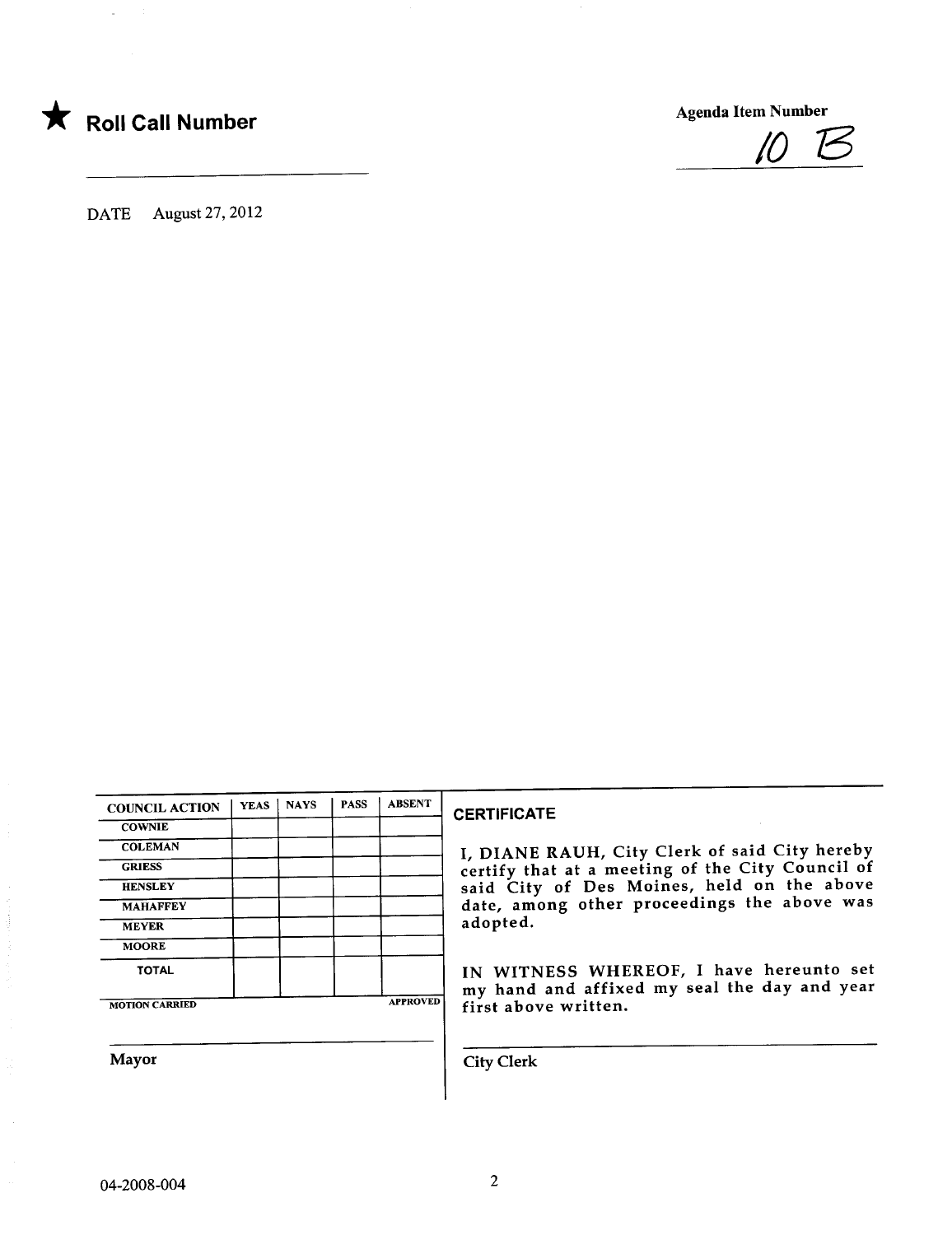★ **Roll Call Number**

Agenda Item Number

10 B

DATE August 27, 2012

| COUNCIL ACTION | YEAS | NAYS | PASS | ABSENT |
|---|---|---|---|---|
| COWNIE | | | | |
| COLEMAN | | | | |
| GRIESS | | | | |
| HENSLEY | | | | |
| MAHAFFEY | | | | |
| MEYER | | | | |
| MOORE | | | | |
| TOTAL | | | | |

MOTION CARRIED APPROVED

Mayor

**CERTIFICATE**

I, DIANE RAUH, City Clerk of said City hereby certify that at a meeting of the City Council of said City of Des Moines, held on the above date, among other proceedings the above was adopted.

IN WITNESS WHEREOF, I have hereunto set my hand and affixed my seal the day and year first above written.

City Clerk

04-2008-004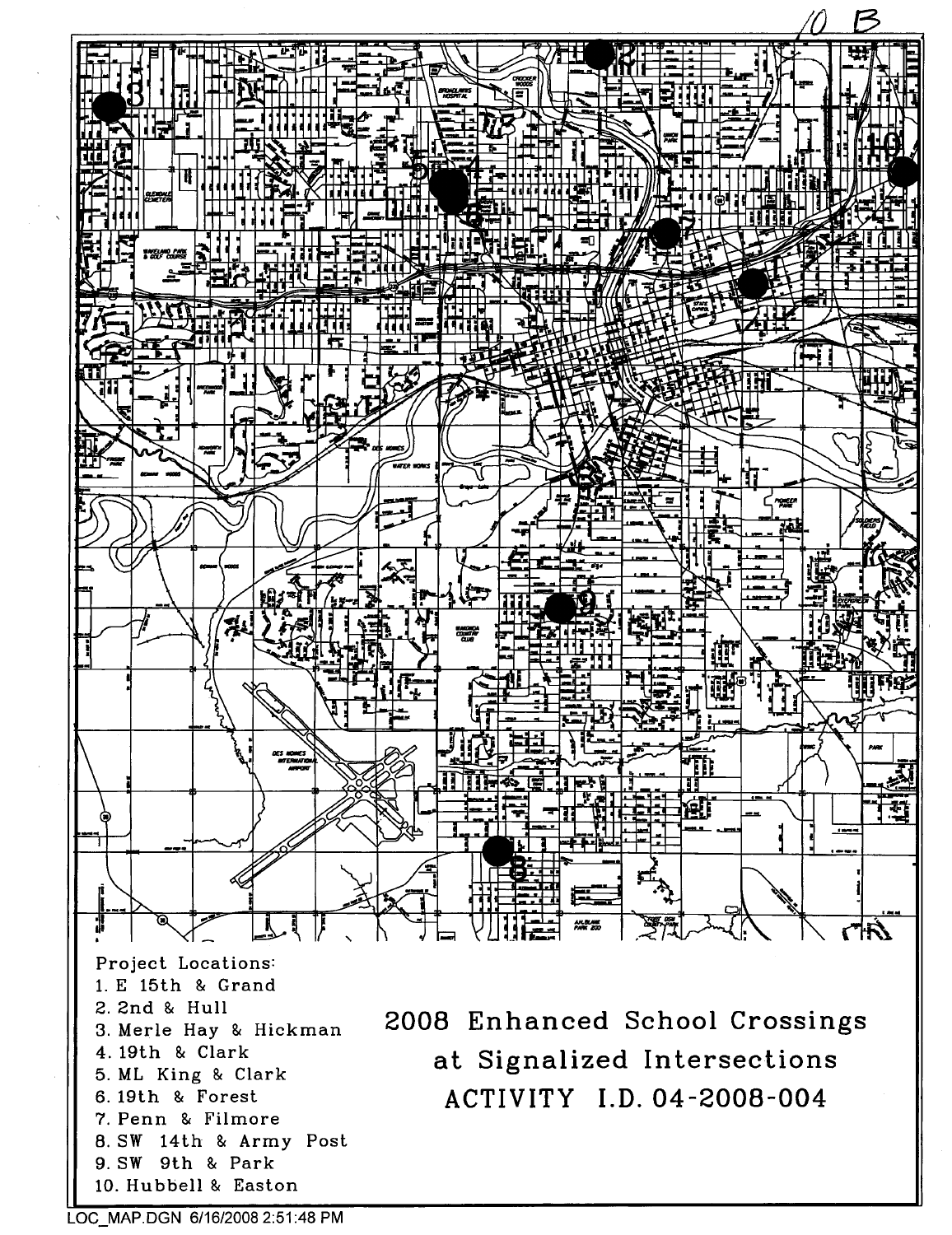10 B

Project Locations:

1. E 15th & Grand
2. 2nd & Hull
3. Merle Hay & Hickman
4. 19th & Clark
5. ML King & Clark
6. 19th & Forest
7. Penn & Filmore
8. SW 14th & Army Post
9. SW 9th & Park
10. Hubbell & Easton

# 2008 Enhanced School Crossings at Signalized Intersections

## ACTIVITY I.D. 04-2008-004

LOC_MAP.DGN 6/16/2008 2:51:48 PM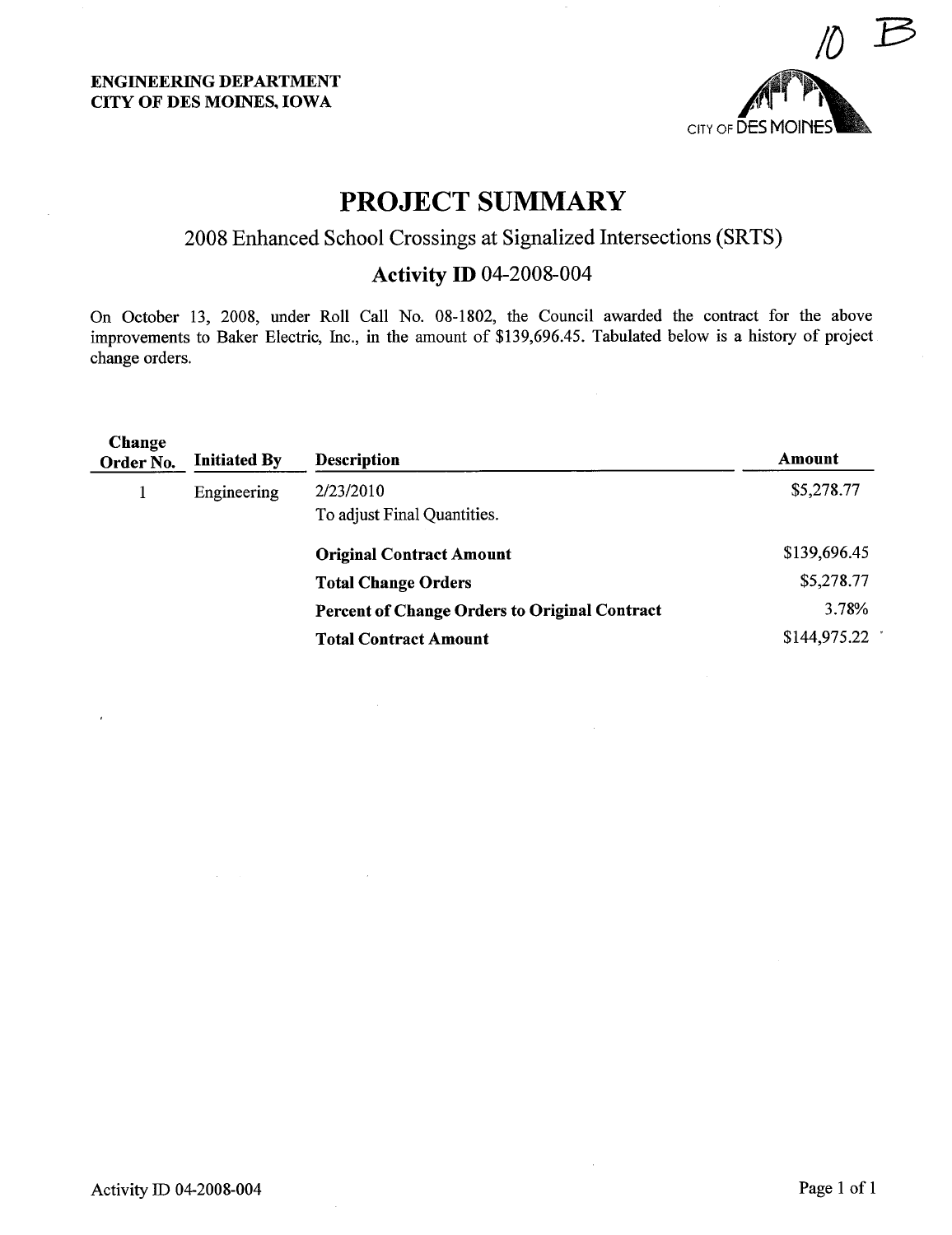10 B

**ENGINEERING DEPARTMENT**
**CITY OF DES MOINES, IOWA**

CITY OF DES MOINES

# PROJECT SUMMARY

## 2008 Enhanced School Crossings at Signalized Intersections (SRTS)

## Activity ID 04-2008-004

On October 13, 2008, under Roll Call No. 08-1802, the Council awarded the contract for the above improvements to Baker Electric, Inc., in the amount of $139,696.45. Tabulated below is a history of project change orders.

| Change Order No. | Initiated By | Description | Amount |
|---|---|---|---|
| 1 | Engineering | 2/23/2010<br>To adjust Final Quantities. | $5,278.77 |
| | | **Original Contract Amount** | $139,696.45 |
| | | **Total Change Orders** | $5,278.77 |
| | | **Percent of Change Orders to Original Contract** | 3.78% |
| | | **Total Contract Amount** | $144,975.22 |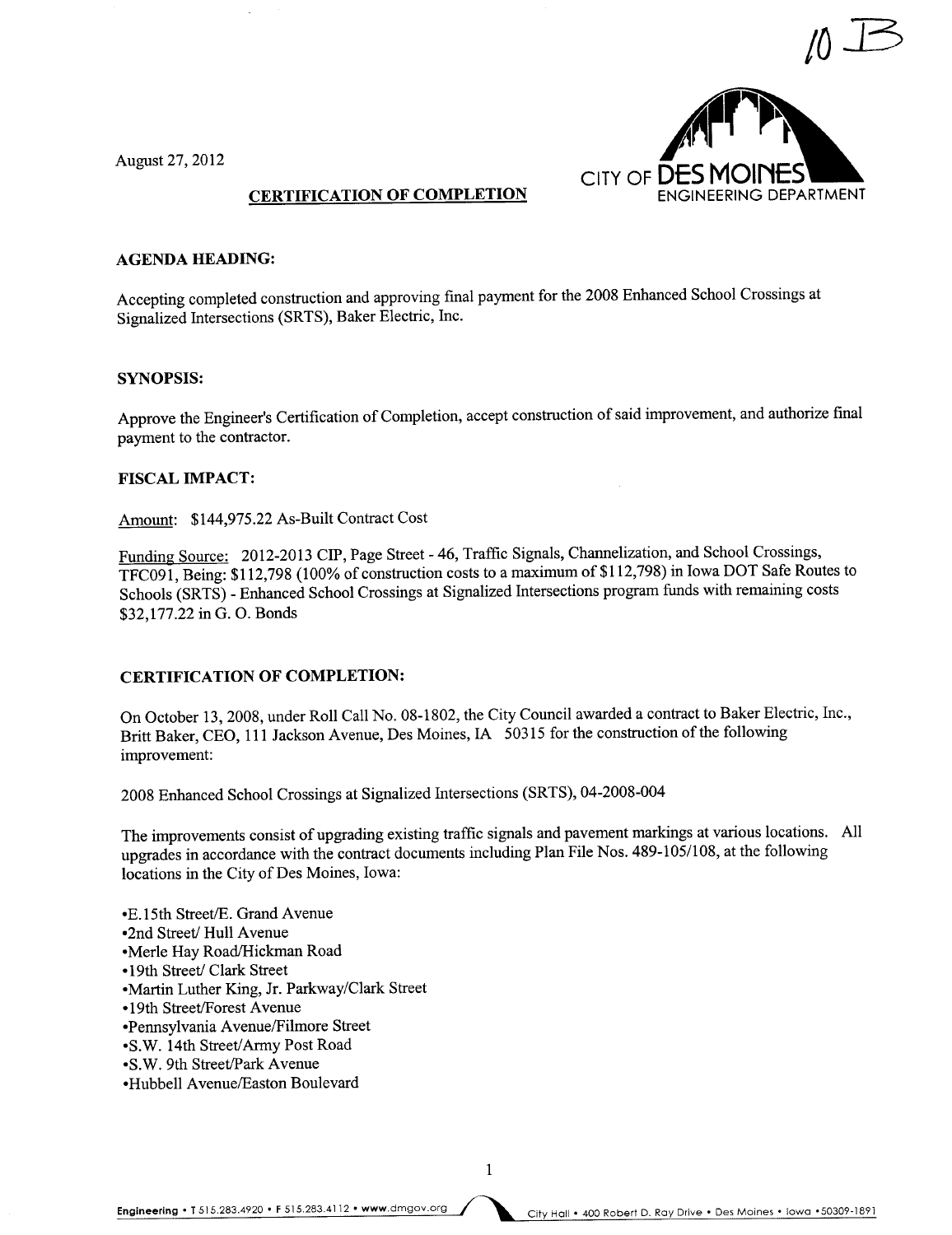10 B

August 27, 2012

CITY OF DES MOINES
ENGINEERING DEPARTMENT

**CERTIFICATION OF COMPLETION**

**AGENDA HEADING:**

Accepting completed construction and approving final payment for the 2008 Enhanced School Crossings at Signalized Intersections (SRTS), Baker Electric, Inc.

**SYNOPSIS:**

Approve the Engineer's Certification of Completion, accept construction of said improvement, and authorize final payment to the contractor.

**FISCAL IMPACT:**

Amount: $144,975.22 As-Built Contract Cost

Funding Source: 2012-2013 CIP, Page Street - 46, Traffic Signals, Channelization, and School Crossings, TFC091, Being: $112,798 (100% of construction costs to a maximum of $112,798) in Iowa DOT Safe Routes to Schools (SRTS) - Enhanced School Crossings at Signalized Intersections program funds with remaining costs $32,177.22 in G. O. Bonds

**CERTIFICATION OF COMPLETION:**

On October 13, 2008, under Roll Call No. 08-1802, the City Council awarded a contract to Baker Electric, Inc., Britt Baker, CEO, 111 Jackson Avenue, Des Moines, IA 50315 for the construction of the following improvement:

2008 Enhanced School Crossings at Signalized Intersections (SRTS), 04-2008-004

The improvements consist of upgrading existing traffic signals and pavement markings at various locations. All upgrades in accordance with the contract documents including Plan File Nos. 489-105/108, at the following locations in the City of Des Moines, Iowa:

- E.15th Street/E. Grand Avenue
- 2nd Street/ Hull Avenue
- Merle Hay Road/Hickman Road
- 19th Street/ Clark Street
- Martin Luther King, Jr. Parkway/Clark Street
- 19th Street/Forest Avenue
- Pennsylvania Avenue/Filmore Street
- S.W. 14th Street/Army Post Road
- S.W. 9th Street/Park Avenue
- Hubbell Avenue/Easton Boulevard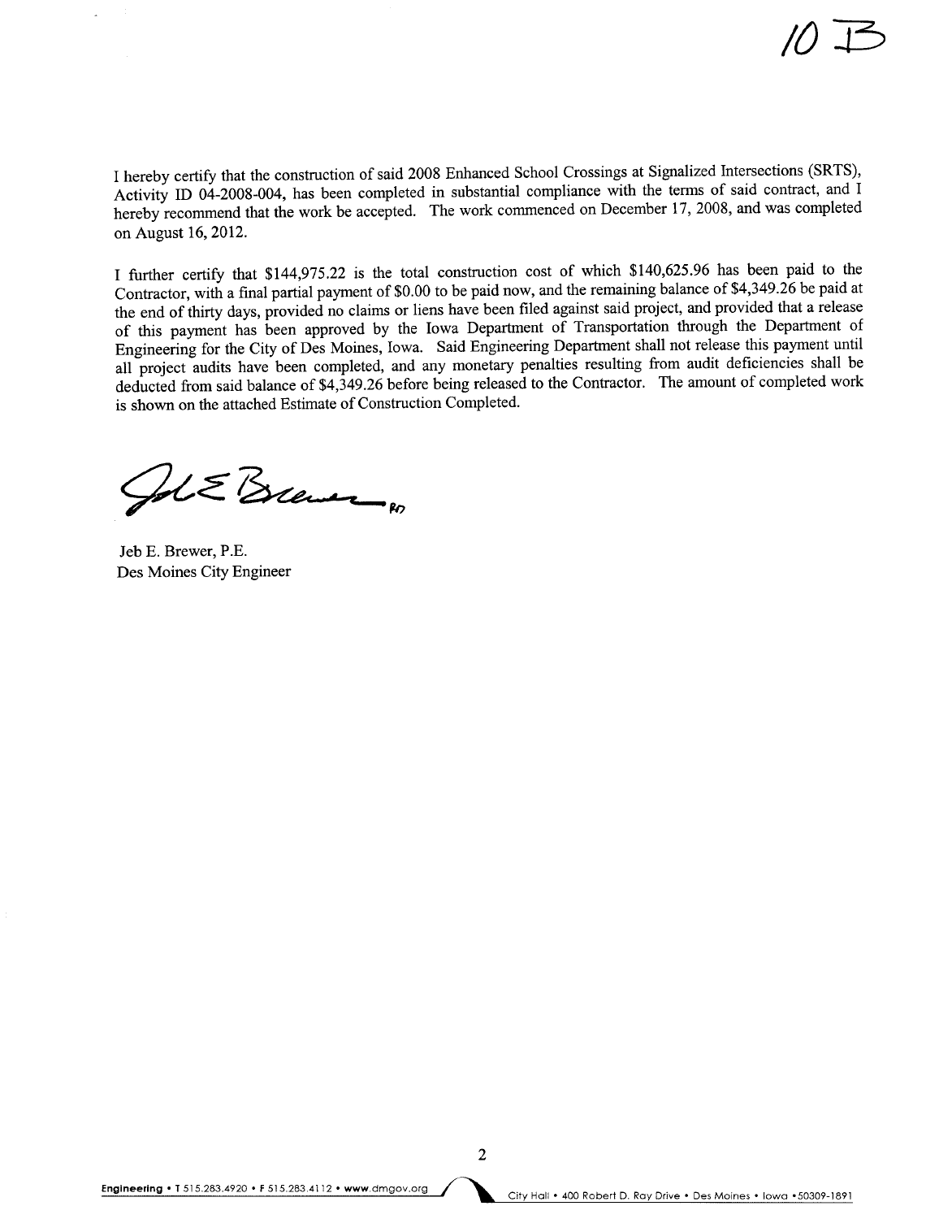10 B

I hereby certify that the construction of said 2008 Enhanced School Crossings at Signalized Intersections (SRTS), Activity ID 04-2008-004, has been completed in substantial compliance with the terms of said contract, and I hereby recommend that the work be accepted. The work commenced on December 17, 2008, and was completed on August 16, 2012.

I further certify that $144,975.22 is the total construction cost of which $140,625.96 has been paid to the Contractor, with a final partial payment of $0.00 to be paid now, and the remaining balance of $4,349.26 be paid at the end of thirty days, provided no claims or liens have been filed against said project, and provided that a release of this payment has been approved by the Iowa Department of Transportation through the Department of Engineering for the City of Des Moines, Iowa. Said Engineering Department shall not release this payment until all project audits have been completed, and any monetary penalties resulting from audit deficiencies shall be deducted from said balance of $4,349.26 before being released to the Contractor. The amount of completed work is shown on the attached Estimate of Construction Completed.

Jeb E. Brewer, P.E.
Des Moines City Engineer

Engineering • T 515.283.4920 • F 515.283.4112 • www.dmgov.org

City Hall • 400 Robert D. Ray Drive • Des Moines • Iowa •50309-1891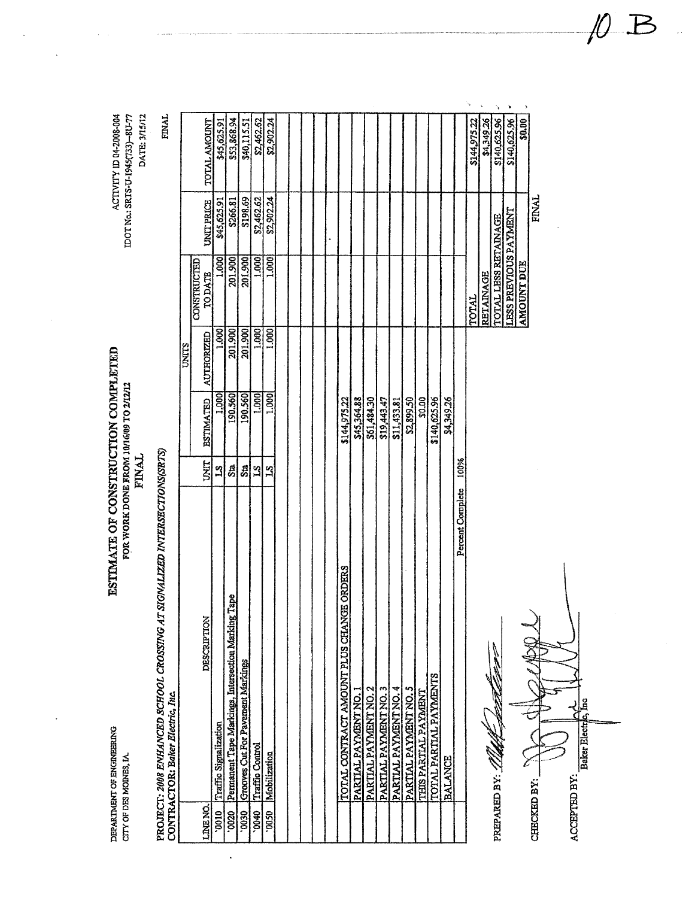10 B

DEPARTMENT OF ENGINEERING
CITY OF DES MOINES, IA

# ESTIMATE OF CONSTRUCTION COMPLETED

FOR WORK DONE FROM 10/16/09 TO 2/12/12

FINAL

ACTIVITY ID 04-2008-004
IDOT No.: SRTS-U-1945(733)--8U-77
DATE: 3/15/12

**PROJECT: *2008 ENHANCED SCHOOL CROSSING AT SIGNALIZED INTERSECTIONS(SRTS)***
**CONTRACTOR: *Baker Electric, Inc.***

FINAL

| LINE NO. | DESCRIPTION | UNIT | UNITS ESTIMATED | UNITS AUTHORIZED | UNITS CONSTRUCTED TO DATE | UNIT PRICE | TOTAL AMOUNT |
|---|---|---|---|---|---|---|---|
| '0010 | Traffic Signalization | LS | 1.000 | 1.000 | 1.000 | $45,625.91 | $45,625.91 |
| '0020 | Permanent Tape Markings, Intersection Marking Tape | Sta | 190.560 | 201.900 | 201.900 | $266.81 | $53,868.94 |
| '0030 | Grooves Cut For Pavement Markings | Sta | 190.560 | 201.900 | 201.900 | $198.69 | $40,115.51 |
| '0040 | Traffic Control | LS | 1.000 | 1.000 | 1.000 | $2,462.62 | $2,462.62 |
| '0050 | Mobilization | LS | 1.000 | 1.000 | 1.000 | $2,902.24 | $2,902.24 |

| | |
|---|---|
| TOTAL CONTRACT AMOUNT PLUS CHANGE ORDERS | $144,975.22 |
| PARTIAL PAYMENT NO. 1 | $45,364.88 |
| PARTIAL PAYMENT NO. 2 | $61,484.30 |
| PARTIAL PAYMENT NO. 3 | $19,443.47 |
| PARTIAL PAYMENT NO. 4 | $11,433.81 |
| PARTIAL PAYMENT NO. 5 | $2,899.50 |
| THIS PARTIAL PAYMENT | $0.00 |
| TOTAL PARTIAL PAYMENTS | $140,625.96 |
| BALANCE | $4,349.26 |

Percent Complete 100%

| | |
|---|---|
| TOTAL | $144,975.22 |
| RETAINAGE | $4,349.26 |
| TOTAL LESS RETAINAGE | $140,625.96 |
| LESS PREVIOUS PAYMENT | $140,625.96 |
| AMOUNT DUE | $0.00 |

FINAL

PREPARED BY: [signature]

CHECKED BY: [signature]

ACCEPTED BY: [signature]
Baker Electric, Inc